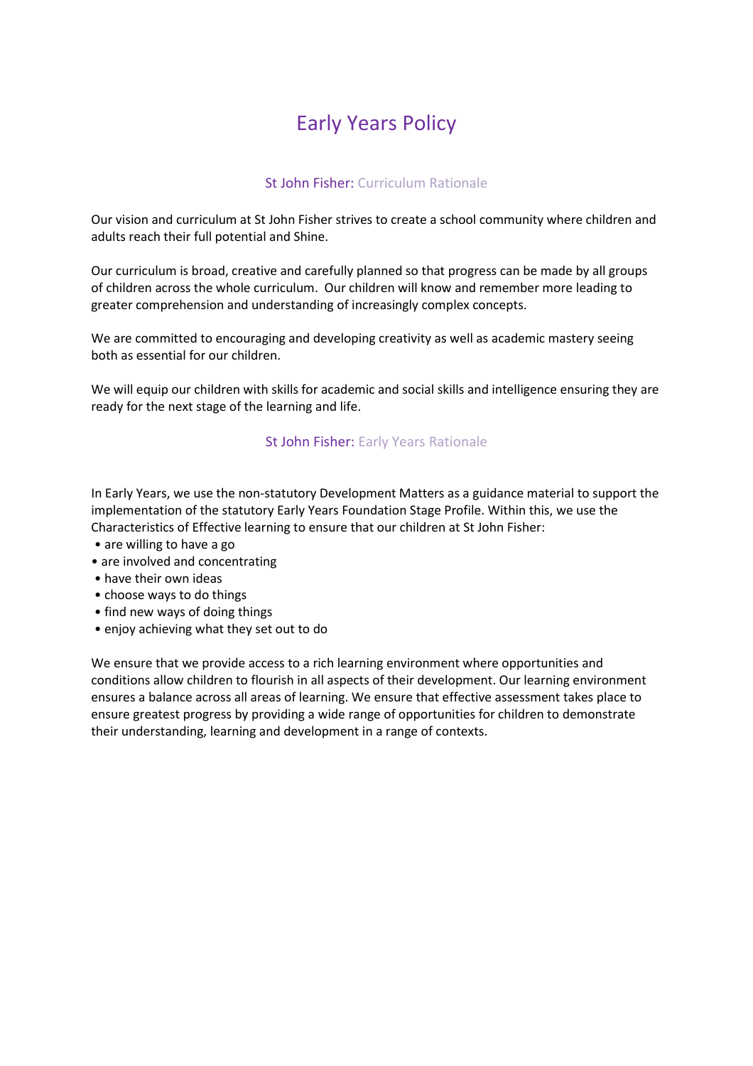# Early Years Policy

## St John Fisher: Curriculum Rationale

Our vision and curriculum at St John Fisher strives to create a school community where children and adults reach their full potential and Shine.

Our curriculum is broad, creative and carefully planned so that progress can be made by all groups of children across the whole curriculum. Our children will know and remember more leading to greater comprehension and understanding of increasingly complex concepts.

We are committed to encouraging and developing creativity as well as academic mastery seeing both as essential for our children.

We will equip our children with skills for academic and social skills and intelligence ensuring they are ready for the next stage of the learning and life.

## St John Fisher: Early Years Rationale

In Early Years, we use the non-statutory Development Matters as a guidance material to support the implementation of the statutory Early Years Foundation Stage Profile. Within this, we use the Characteristics of Effective learning to ensure that our children at St John Fisher:

- are willing to have a go
- are involved and concentrating
- have their own ideas
- choose ways to do things
- find new ways of doing things
- enjoy achieving what they set out to do

We ensure that we provide access to a rich learning environment where opportunities and conditions allow children to flourish in all aspects of their development. Our learning environment ensures a balance across all areas of learning. We ensure that effective assessment takes place to ensure greatest progress by providing a wide range of opportunities for children to demonstrate their understanding, learning and development in a range of contexts.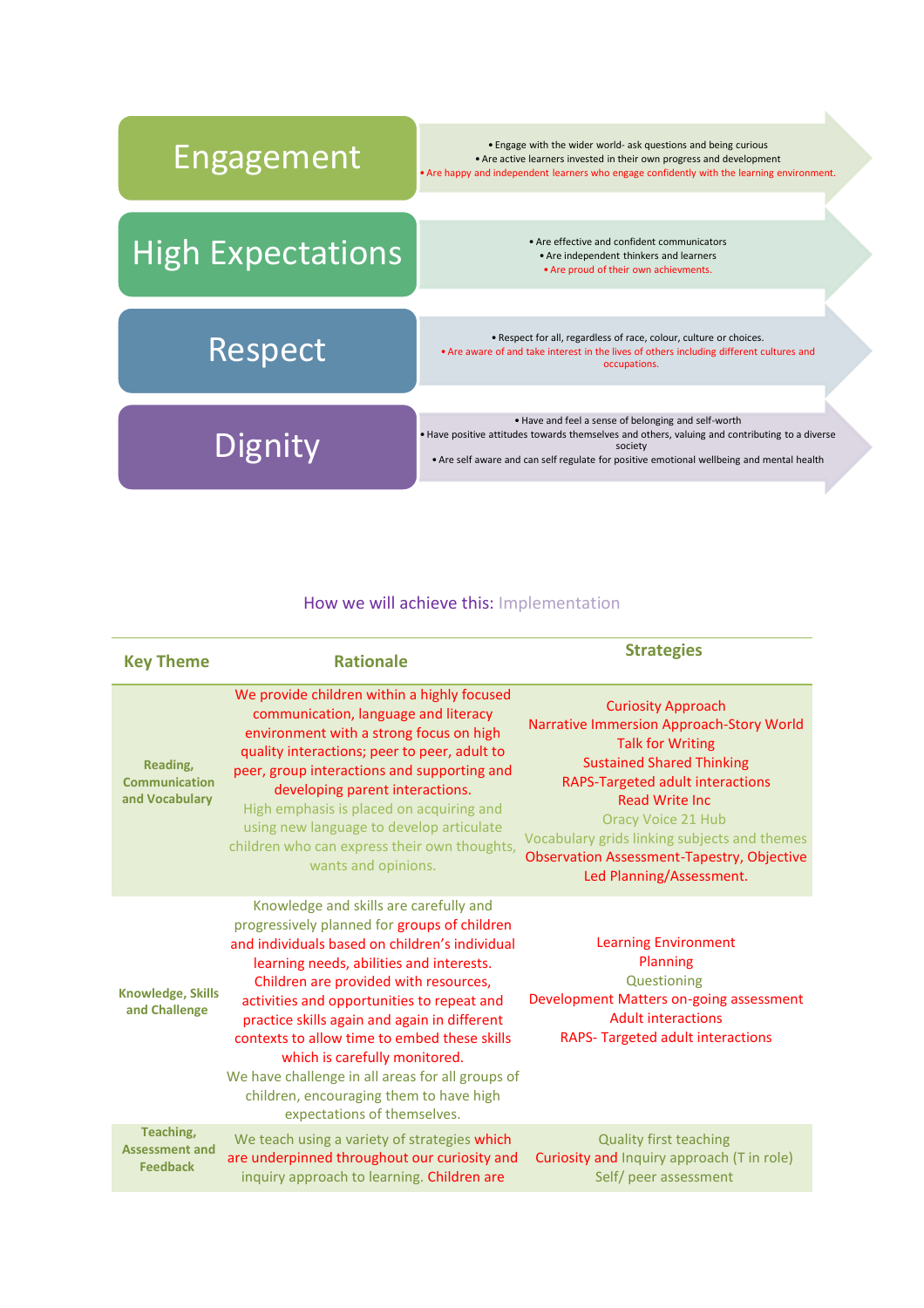## Engagement

- Engage with the wider world- ask questions and being curious
- Are active learners invested in their own progress and development
- Are happy and independent learners who engage confidently with the learning environment.

## High Expectations

- Are effective and confident communicators
- Are independent thinkers and learners
- Are proud of their own achievments.

## Respect

- Respect for all, regardless of race, colour, culture or choices.
- Are aware of and take interest in the lives of others including different cultures and occupations.

## Dignity

- Have and feel a sense of belonging and self-worth
- Have positive attitudes towards themselves and others, valuing and contributing to a diverse society
- Are self aware and can self regulate for positive emotional wellbeing and mental health

## How we will achieve this: Implementation

| Key Theme | Rationale | Strategies |
|---|---|---|
| **Reading, Communication and Vocabulary** | We provide children within a highly focused communication, language and literacy environment with a strong focus on high quality interactions; peer to peer, adult to peer, group interactions and supporting and developing parent interactions. High emphasis is placed on acquiring and using new language to develop articulate children who can express their own thoughts, wants and opinions. | Curiosity Approach<br>Narrative Immersion Approach-Story World<br>Talk for Writing<br>Sustained Shared Thinking<br>RAPS-Targeted adult interactions<br>Read Write Inc<br>Oracy Voice 21 Hub<br>Vocabulary grids linking subjects and themes<br>Observation Assessment-Tapestry, Objective Led Planning/Assessment. |
| **Knowledge, Skills and Challenge** | Knowledge and skills are carefully and progressively planned for groups of children and individuals based on children's individual learning needs, abilities and interests. Children are provided with resources, activities and opportunities to repeat and practice skills again and again in different contexts to allow time to embed these skills which is carefully monitored.<br>We have challenge in all areas for all groups of children, encouraging them to have high expectations of themselves. | Learning Environment<br>Planning<br>Questioning<br>Development Matters on-going assessment<br>Adult interactions<br>RAPS- Targeted adult interactions |
| **Teaching, Assessment and Feedback** | We teach using a variety of strategies which are underpinned throughout our curiosity and inquiry approach to learning. Children are | Quality first teaching<br>Curiosity and Inquiry approach (T in role)<br>Self/ peer assessment |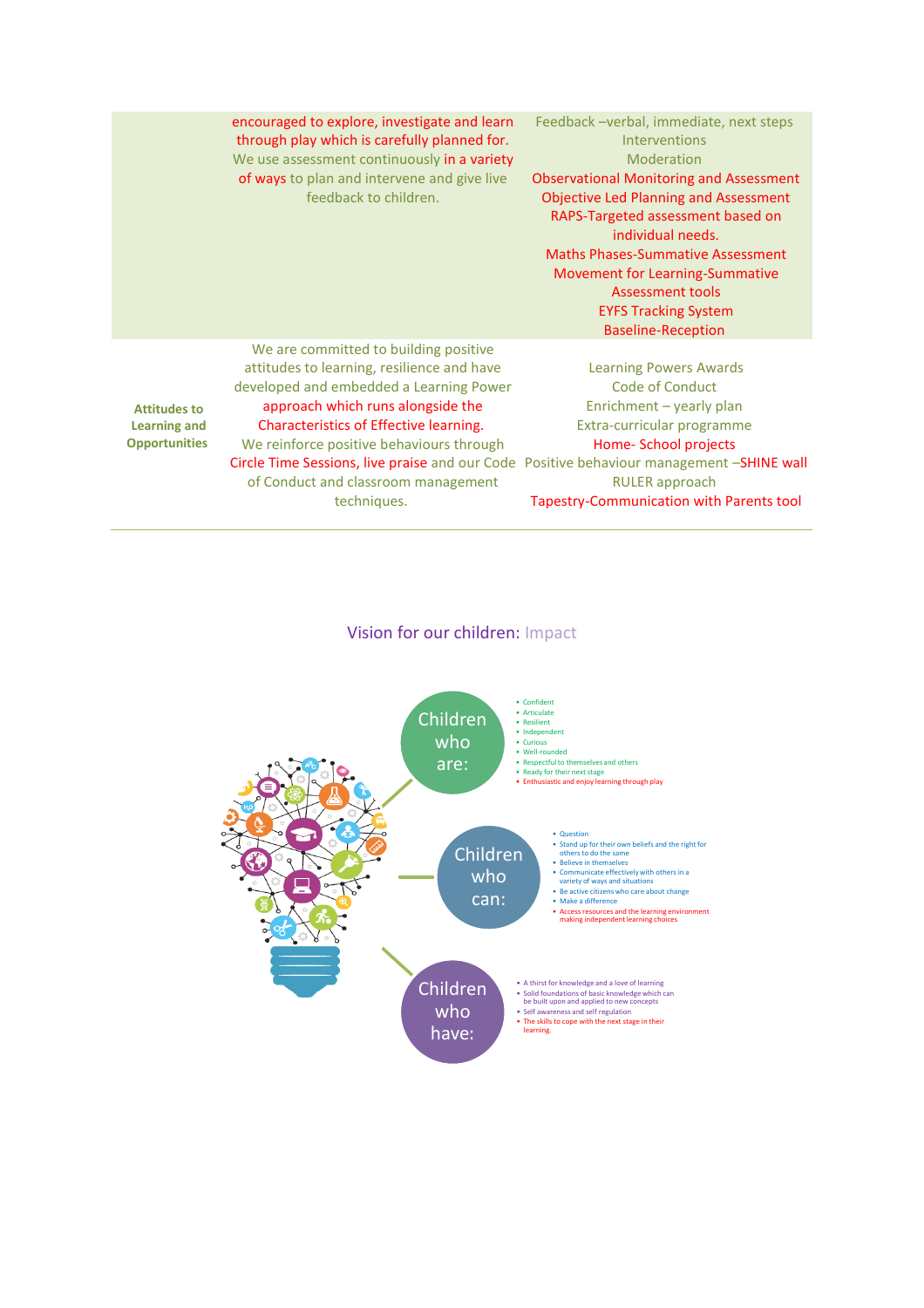| | | |
|---|---|---|
| | encouraged to explore, investigate and learn through play which is carefully planned for. We use assessment continuously in a variety of ways to plan and intervene and give live feedback to children. | Feedback –verbal, immediate, next steps<br>Interventions<br>Moderation<br>Observational Monitoring and Assessment<br>Objective Led Planning and Assessment<br>RAPS-Targeted assessment based on individual needs.<br>Maths Phases-Summative Assessment<br>Movement for Learning-Summative Assessment tools<br>EYFS Tracking System<br>Baseline-Reception |
| **Attitudes to Learning and Opportunities** | We are committed to building positive attitudes to learning, resilience and have developed and embedded a Learning Power approach which runs alongside the Characteristics of Effective learning. We reinforce positive behaviours through Circle Time Sessions, live praise and our Code of Conduct and classroom management techniques. | Learning Powers Awards<br>Code of Conduct<br>Enrichment – yearly plan<br>Extra-curricular programme<br>Home- School projects<br>Positive behaviour management –SHINE wall<br>RULER approach<br>Tapestry-Communication with Parents tool |

## Vision for our children: Impact

Children who are:

- Confident
- Articulate
- Resilient
- Independent
- Curious
- Well-rounded
- Respectful to themselves and others
- Ready for their next stage
- Enthusiastic and enjoy learning through play

Children who can:

- Question
- Stand up for their own beliefs and the right for others to do the same
- Believe in themselves
- Communicate effectively with others in a variety of ways and situations
- Be active citizens who care about change
- Make a difference
- Access resources and the learning environment making independent learning choices

Children who have:

- A thirst for knowledge and a love of learning
- Solid foundations of basic knowledge which can be built upon and applied to new concepts
- Self awareness and self regulation
- The skills to cope with the next stage in their learning.